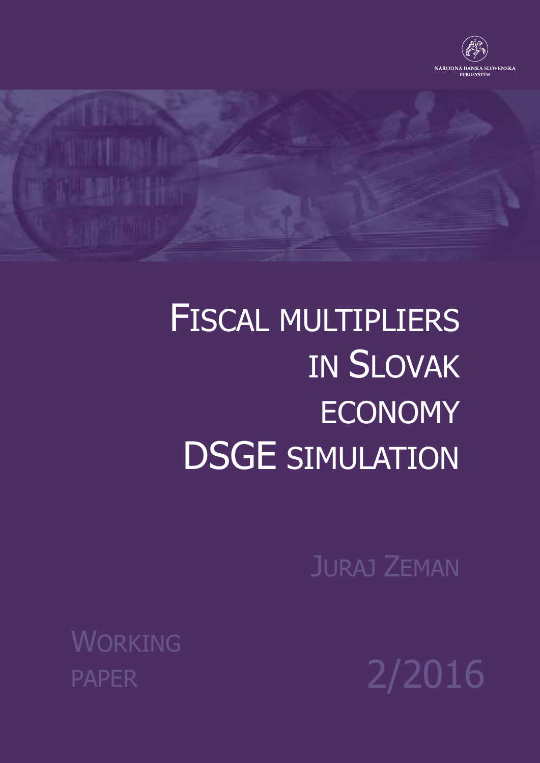NÁRODNÁ BANKA SLOVENSKA
EUROSYSTÉM

# Fiscal multipliers in Slovak economy DSGE simulation

Juraj Zeman

Working paper

2/2016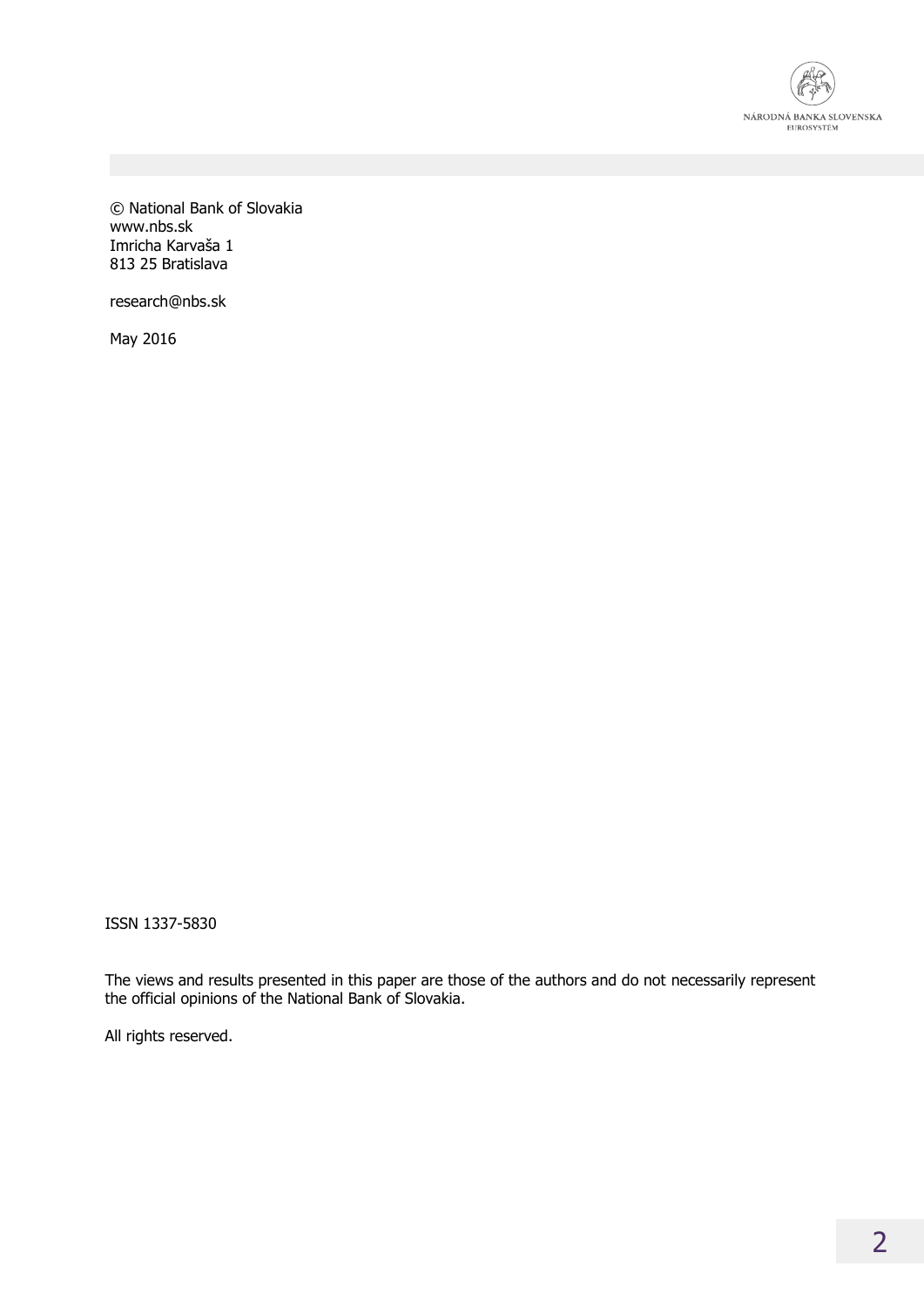© National Bank of Slovakia
www.nbs.sk
Imricha Karvaša 1
813 25 Bratislava

research@nbs.sk

May 2016

ISSN 1337-5830

The views and results presented in this paper are those of the authors and do not necessarily represent the official opinions of the National Bank of Slovakia.

All rights reserved.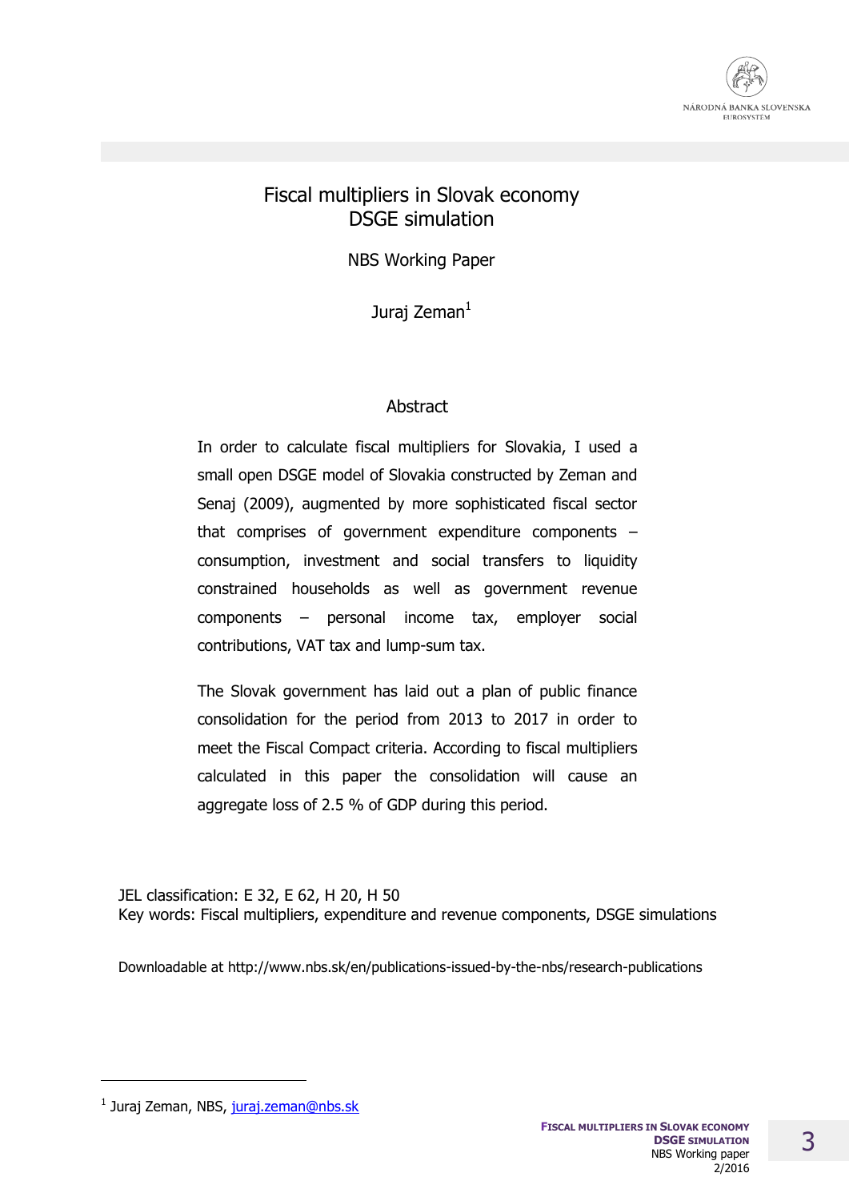# Fiscal multipliers in Slovak economy DSGE simulation

NBS Working Paper

Juraj Zeman[1]

## Abstract

In order to calculate fiscal multipliers for Slovakia, I used a small open DSGE model of Slovakia constructed by Zeman and Senaj (2009), augmented by more sophisticated fiscal sector that comprises of government expenditure components – consumption, investment and social transfers to liquidity constrained households as well as government revenue components – personal income tax, employer social contributions, VAT tax and lump-sum tax.

The Slovak government has laid out a plan of public finance consolidation for the period from 2013 to 2017 in order to meet the Fiscal Compact criteria. According to fiscal multipliers calculated in this paper the consolidation will cause an aggregate loss of 2.5 % of GDP during this period.

JEL classification: E 32, E 62, H 20, H 50
Key words: Fiscal multipliers, expenditure and revenue components, DSGE simulations

Downloadable at http://www.nbs.sk/en/publications-issued-by-the-nbs/research-publications

[1] Juraj Zeman, NBS, juraj.zeman@nbs.sk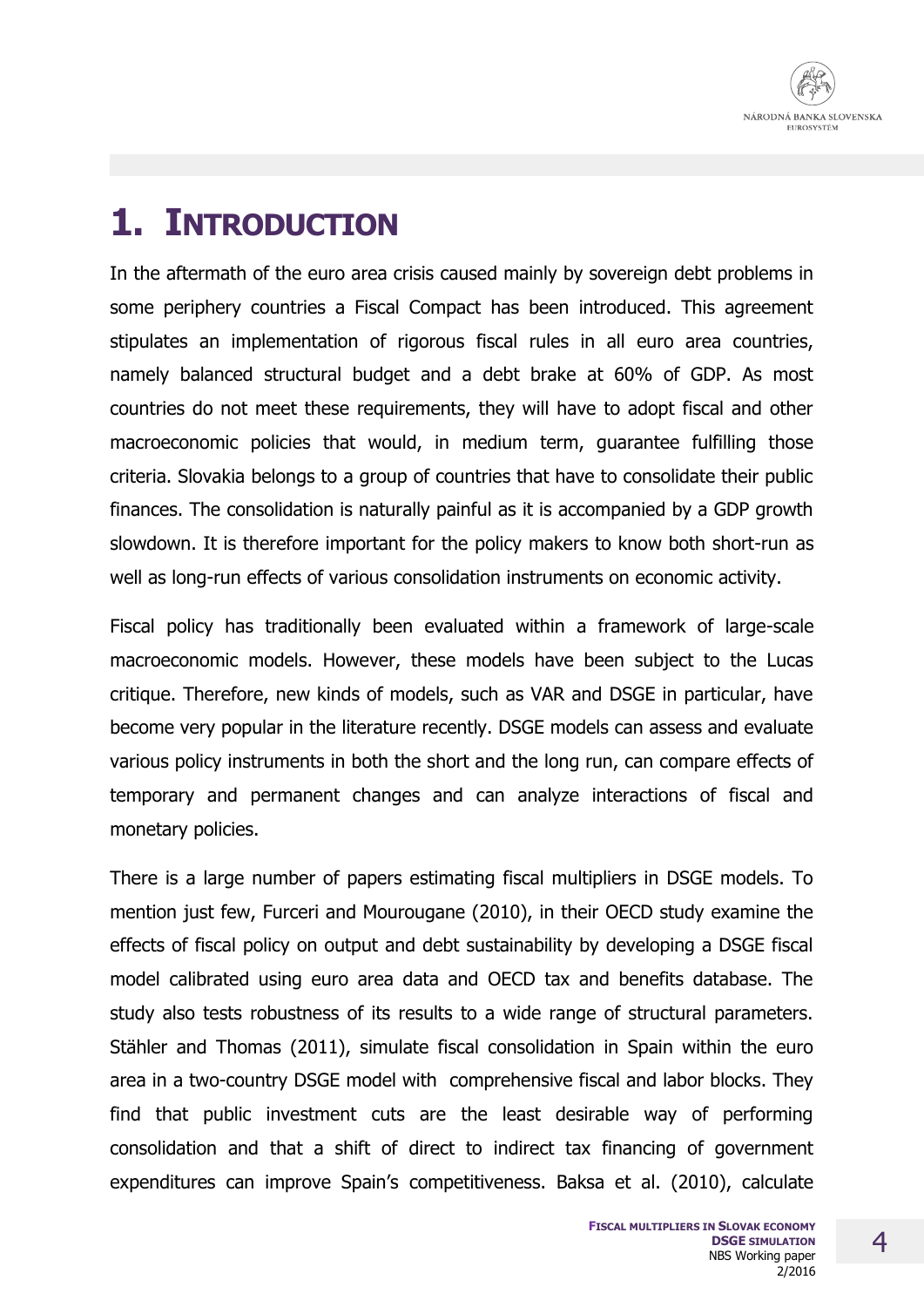# 1. INTRODUCTION

In the aftermath of the euro area crisis caused mainly by sovereign debt problems in some periphery countries a Fiscal Compact has been introduced. This agreement stipulates an implementation of rigorous fiscal rules in all euro area countries, namely balanced structural budget and a debt brake at 60% of GDP. As most countries do not meet these requirements, they will have to adopt fiscal and other macroeconomic policies that would, in medium term, guarantee fulfilling those criteria. Slovakia belongs to a group of countries that have to consolidate their public finances. The consolidation is naturally painful as it is accompanied by a GDP growth slowdown. It is therefore important for the policy makers to know both short-run as well as long-run effects of various consolidation instruments on economic activity.

Fiscal policy has traditionally been evaluated within a framework of large-scale macroeconomic models. However, these models have been subject to the Lucas critique. Therefore, new kinds of models, such as VAR and DSGE in particular, have become very popular in the literature recently. DSGE models can assess and evaluate various policy instruments in both the short and the long run, can compare effects of temporary and permanent changes and can analyze interactions of fiscal and monetary policies.

There is a large number of papers estimating fiscal multipliers in DSGE models. To mention just few, Furceri and Mourougane (2010), in their OECD study examine the effects of fiscal policy on output and debt sustainability by developing a DSGE fiscal model calibrated using euro area data and OECD tax and benefits database. The study also tests robustness of its results to a wide range of structural parameters. Stähler and Thomas (2011), simulate fiscal consolidation in Spain within the euro area in a two-country DSGE model with comprehensive fiscal and labor blocks. They find that public investment cuts are the least desirable way of performing consolidation and that a shift of direct to indirect tax financing of government expenditures can improve Spain's competitiveness. Baksa et al. (2010), calculate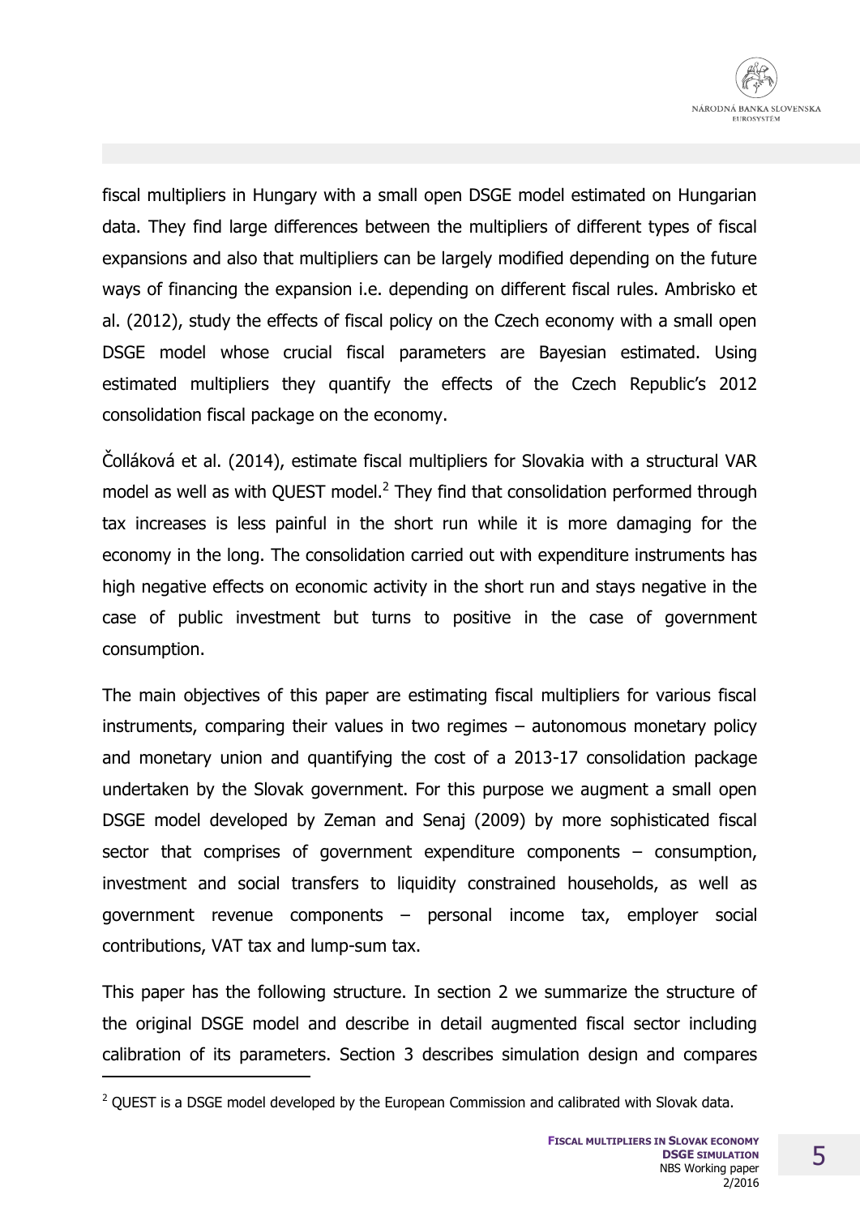fiscal multipliers in Hungary with a small open DSGE model estimated on Hungarian data. They find large differences between the multipliers of different types of fiscal expansions and also that multipliers can be largely modified depending on the future ways of financing the expansion i.e. depending on different fiscal rules. Ambrisko et al. (2012), study the effects of fiscal policy on the Czech economy with a small open DSGE model whose crucial fiscal parameters are Bayesian estimated. Using estimated multipliers they quantify the effects of the Czech Republic's 2012 consolidation fiscal package on the economy.

Čolláková et al. (2014), estimate fiscal multipliers for Slovakia with a structural VAR model as well as with QUEST model.[2] They find that consolidation performed through tax increases is less painful in the short run while it is more damaging for the economy in the long. The consolidation carried out with expenditure instruments has high negative effects on economic activity in the short run and stays negative in the case of public investment but turns to positive in the case of government consumption.

The main objectives of this paper are estimating fiscal multipliers for various fiscal instruments, comparing their values in two regimes – autonomous monetary policy and monetary union and quantifying the cost of a 2013-17 consolidation package undertaken by the Slovak government. For this purpose we augment a small open DSGE model developed by Zeman and Senaj (2009) by more sophisticated fiscal sector that comprises of government expenditure components – consumption, investment and social transfers to liquidity constrained households, as well as government revenue components – personal income tax, employer social contributions, VAT tax and lump-sum tax.

This paper has the following structure. In section 2 we summarize the structure of the original DSGE model and describe in detail augmented fiscal sector including calibration of its parameters. Section 3 describes simulation design and compares

[2] QUEST is a DSGE model developed by the European Commission and calibrated with Slovak data.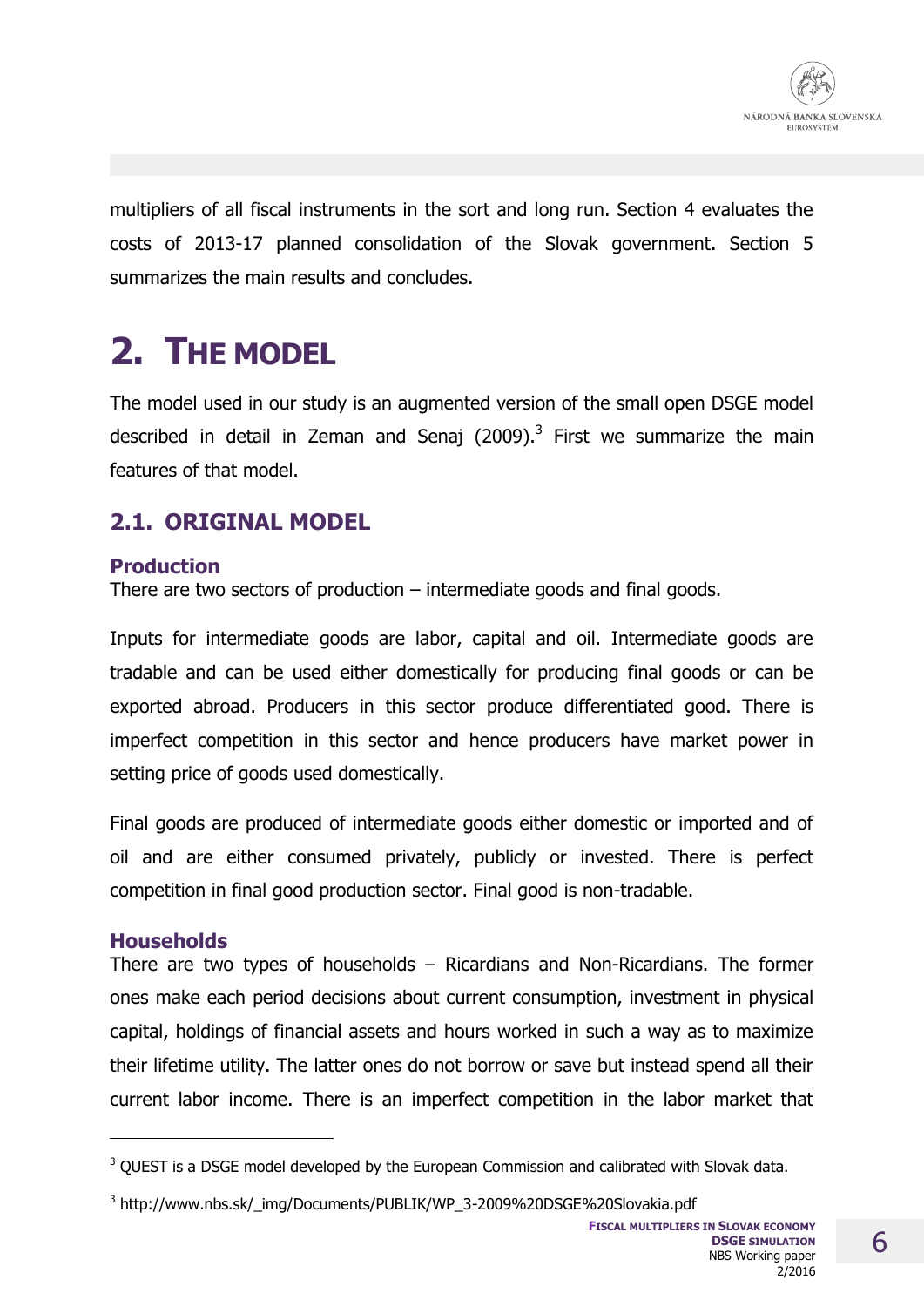multipliers of all fiscal instruments in the sort and long run. Section 4 evaluates the costs of 2013-17 planned consolidation of the Slovak government. Section 5 summarizes the main results and concludes.

# 2. THE MODEL

The model used in our study is an augmented version of the small open DSGE model described in detail in Zeman and Senaj (2009).[3] First we summarize the main features of that model.

## 2.1. ORIGINAL MODEL

### Production

There are two sectors of production – intermediate goods and final goods.

Inputs for intermediate goods are labor, capital and oil. Intermediate goods are tradable and can be used either domestically for producing final goods or can be exported abroad. Producers in this sector produce differentiated good. There is imperfect competition in this sector and hence producers have market power in setting price of goods used domestically.

Final goods are produced of intermediate goods either domestic or imported and of oil and are either consumed privately, publicly or invested. There is perfect competition in final good production sector. Final good is non-tradable.

### Households

There are two types of households – Ricardians and Non-Ricardians. The former ones make each period decisions about current consumption, investment in physical capital, holdings of financial assets and hours worked in such a way as to maximize their lifetime utility. The latter ones do not borrow or save but instead spend all their current labor income. There is an imperfect competition in the labor market that

---

[3] QUEST is a DSGE model developed by the European Commission and calibrated with Slovak data.

[3] http://www.nbs.sk/_img/Documents/PUBLIK/WP_3-2009%20DSGE%20Slovakia.pdf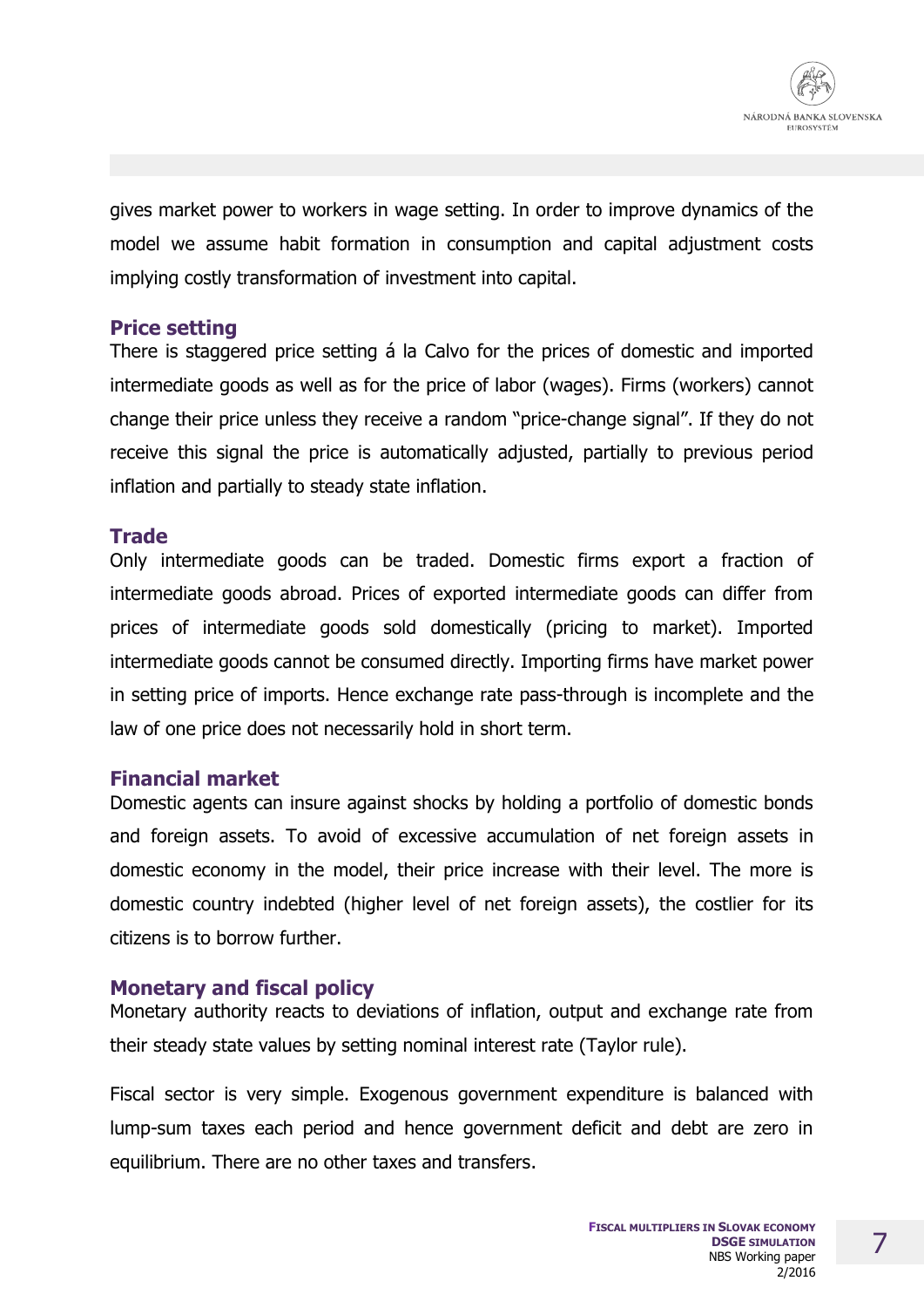gives market power to workers in wage setting. In order to improve dynamics of the model we assume habit formation in consumption and capital adjustment costs implying costly transformation of investment into capital.

### Price setting

There is staggered price setting á la Calvo for the prices of domestic and imported intermediate goods as well as for the price of labor (wages). Firms (workers) cannot change their price unless they receive a random "price-change signal". If they do not receive this signal the price is automatically adjusted, partially to previous period inflation and partially to steady state inflation.

### Trade

Only intermediate goods can be traded. Domestic firms export a fraction of intermediate goods abroad. Prices of exported intermediate goods can differ from prices of intermediate goods sold domestically (pricing to market). Imported intermediate goods cannot be consumed directly. Importing firms have market power in setting price of imports. Hence exchange rate pass-through is incomplete and the law of one price does not necessarily hold in short term.

### Financial market

Domestic agents can insure against shocks by holding a portfolio of domestic bonds and foreign assets. To avoid of excessive accumulation of net foreign assets in domestic economy in the model, their price increase with their level. The more is domestic country indebted (higher level of net foreign assets), the costlier for its citizens is to borrow further.

### Monetary and fiscal policy

Monetary authority reacts to deviations of inflation, output and exchange rate from their steady state values by setting nominal interest rate (Taylor rule).

Fiscal sector is very simple. Exogenous government expenditure is balanced with lump-sum taxes each period and hence government deficit and debt are zero in equilibrium. There are no other taxes and transfers.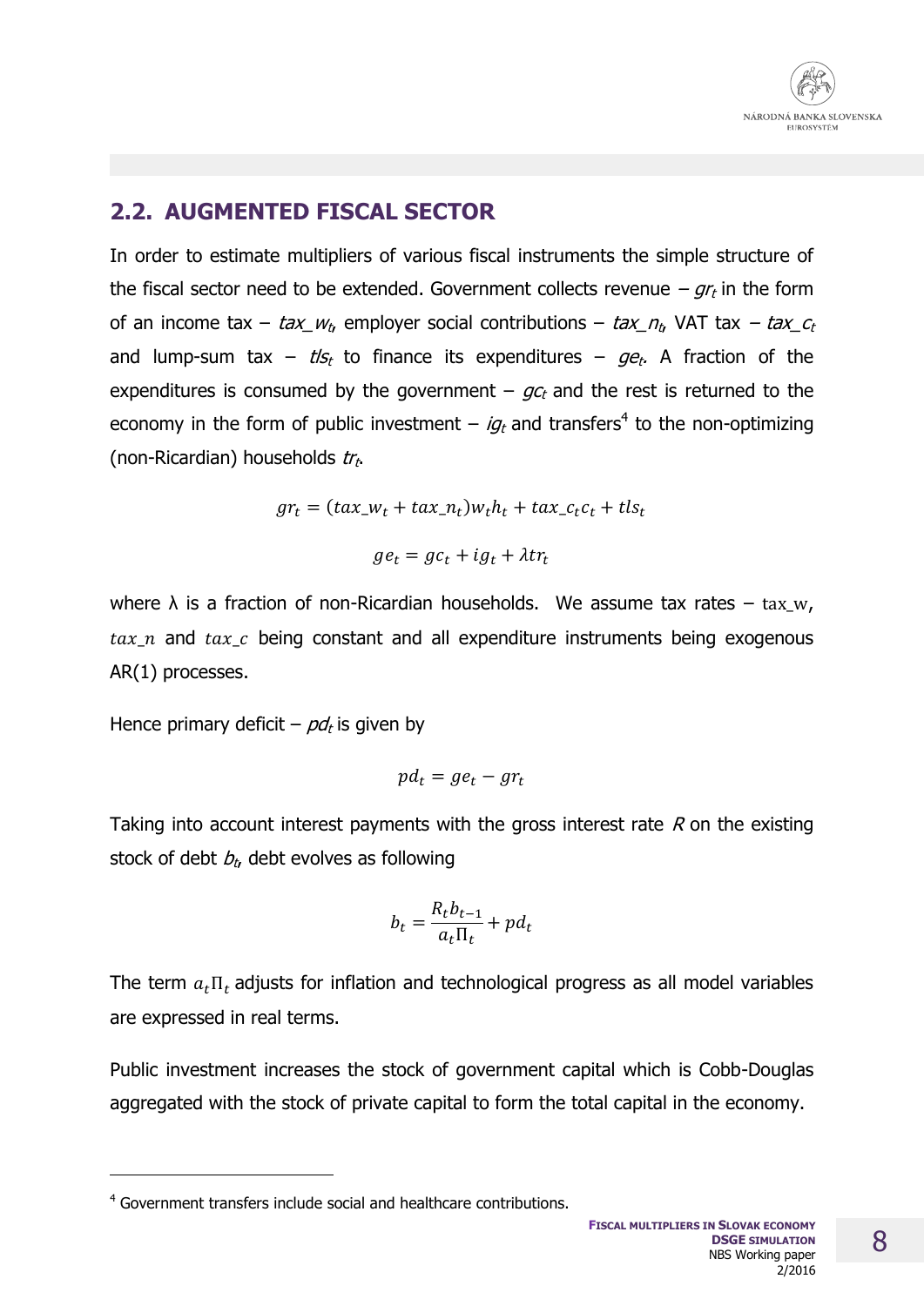## 2.2. AUGMENTED FISCAL SECTOR

In order to estimate multipliers of various fiscal instruments the simple structure of the fiscal sector need to be extended. Government collects revenue – $gr_t$ in the form of an income tax – $tax\_w_t$, employer social contributions – $tax\_n_t$, VAT tax – $tax\_c_t$ and lump-sum tax – $tls_t$ to finance its expenditures – $ge_t$. A fraction of the expenditures is consumed by the government – $gc_t$ and the rest is returned to the economy in the form of public investment – $ig_t$ and transfers[4] to the non-optimizing (non-Ricardian) households $tr_t$.

$$gr_t = (tax\_w_t + tax\_n_t)w_t h_t + tax\_c_t c_t + tls_t$$

$$ge_t = gc_t + ig_t + \lambda tr_t$$

where λ is a fraction of non-Ricardian households. We assume tax rates – $\mathrm{tax\_w}$, $tax\_n$ and $tax\_c$ being constant and all expenditure instruments being exogenous AR(1) processes.

Hence primary deficit – $pd_t$ is given by

$$pd_t = ge_t - gr_t$$

Taking into account interest payments with the gross interest rate $R$ on the existing stock of debt $b_t$, debt evolves as following

$$b_t = \frac{R_t b_{t-1}}{a_t \Pi_t} + pd_t$$

The term $a_t \Pi_t$ adjusts for inflation and technological progress as all model variables are expressed in real terms.

Public investment increases the stock of government capital which is Cobb-Douglas aggregated with the stock of private capital to form the total capital in the economy.

[4] Government transfers include social and healthcare contributions.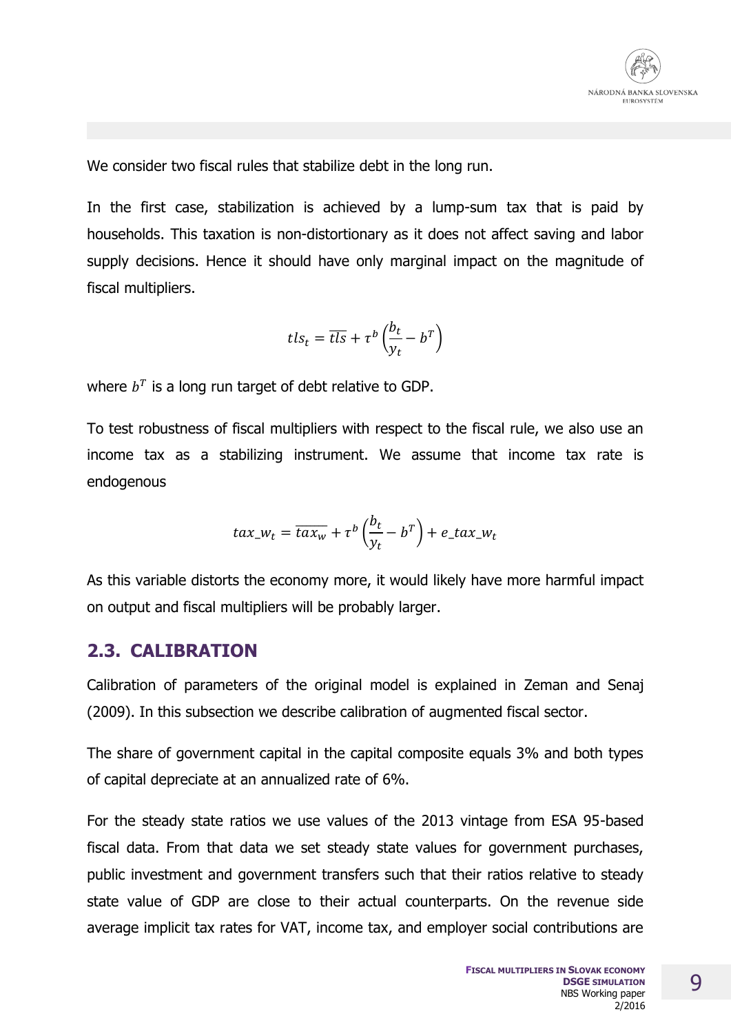We consider two fiscal rules that stabilize debt in the long run.

In the first case, stabilization is achieved by a lump-sum tax that is paid by households. This taxation is non-distortionary as it does not affect saving and labor supply decisions. Hence it should have only marginal impact on the magnitude of fiscal multipliers.

$$tls_t = \overline{tls} + \tau^b \left(\frac{b_t}{y_t} - b^T\right)$$

where $b^T$ is a long run target of debt relative to GDP.

To test robustness of fiscal multipliers with respect to the fiscal rule, we also use an income tax as a stabilizing instrument. We assume that income tax rate is endogenous

$$tax\_w_t = \overline{tax_w} + \tau^b \left(\frac{b_t}{y_t} - b^T\right) + e\_tax\_w_t$$

As this variable distorts the economy more, it would likely have more harmful impact on output and fiscal multipliers will be probably larger.

## 2.3. CALIBRATION

Calibration of parameters of the original model is explained in Zeman and Senaj (2009). In this subsection we describe calibration of augmented fiscal sector.

The share of government capital in the capital composite equals 3% and both types of capital depreciate at an annualized rate of 6%.

For the steady state ratios we use values of the 2013 vintage from ESA 95-based fiscal data. From that data we set steady state values for government purchases, public investment and government transfers such that their ratios relative to steady state value of GDP are close to their actual counterparts. On the revenue side average implicit tax rates for VAT, income tax, and employer social contributions are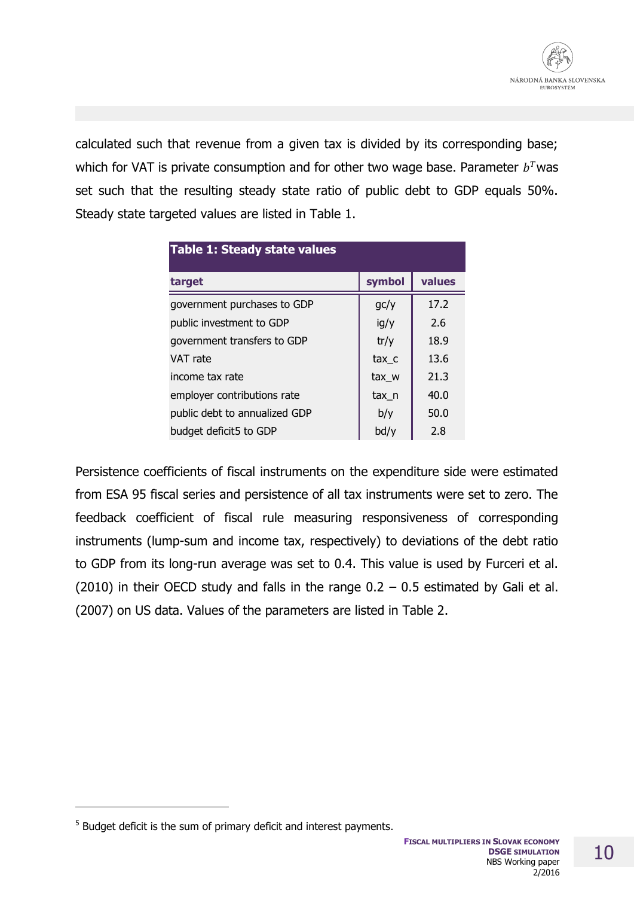calculated such that revenue from a given tax is divided by its corresponding base; which for VAT is private consumption and for other two wage base. Parameter $b^T$ was set such that the resulting steady state ratio of public debt to GDP equals 50%. Steady state targeted values are listed in Table 1.

**Table 1: Steady state values**

| target | symbol | values |
|---|---|---|
| government purchases to GDP | gc/y | 17.2 |
| public investment to GDP | ig/y | 2.6 |
| government transfers to GDP | tr/y | 18.9 |
| VAT rate | tax_c | 13.6 |
| income tax rate | tax_w | 21.3 |
| employer contributions rate | tax_n | 40.0 |
| public debt to annualized GDP | b/y | 50.0 |
| budget deficit[5] to GDP | bd/y | 2.8 |

Persistence coefficients of fiscal instruments on the expenditure side were estimated from ESA 95 fiscal series and persistence of all tax instruments were set to zero. The feedback coefficient of fiscal rule measuring responsiveness of corresponding instruments (lump-sum and income tax, respectively) to deviations of the debt ratio to GDP from its long-run average was set to 0.4. This value is used by Furceri et al. (2010) in their OECD study and falls in the range 0.2 – 0.5 estimated by Gali et al. (2007) on US data. Values of the parameters are listed in Table 2.

[5] Budget deficit is the sum of primary deficit and interest payments.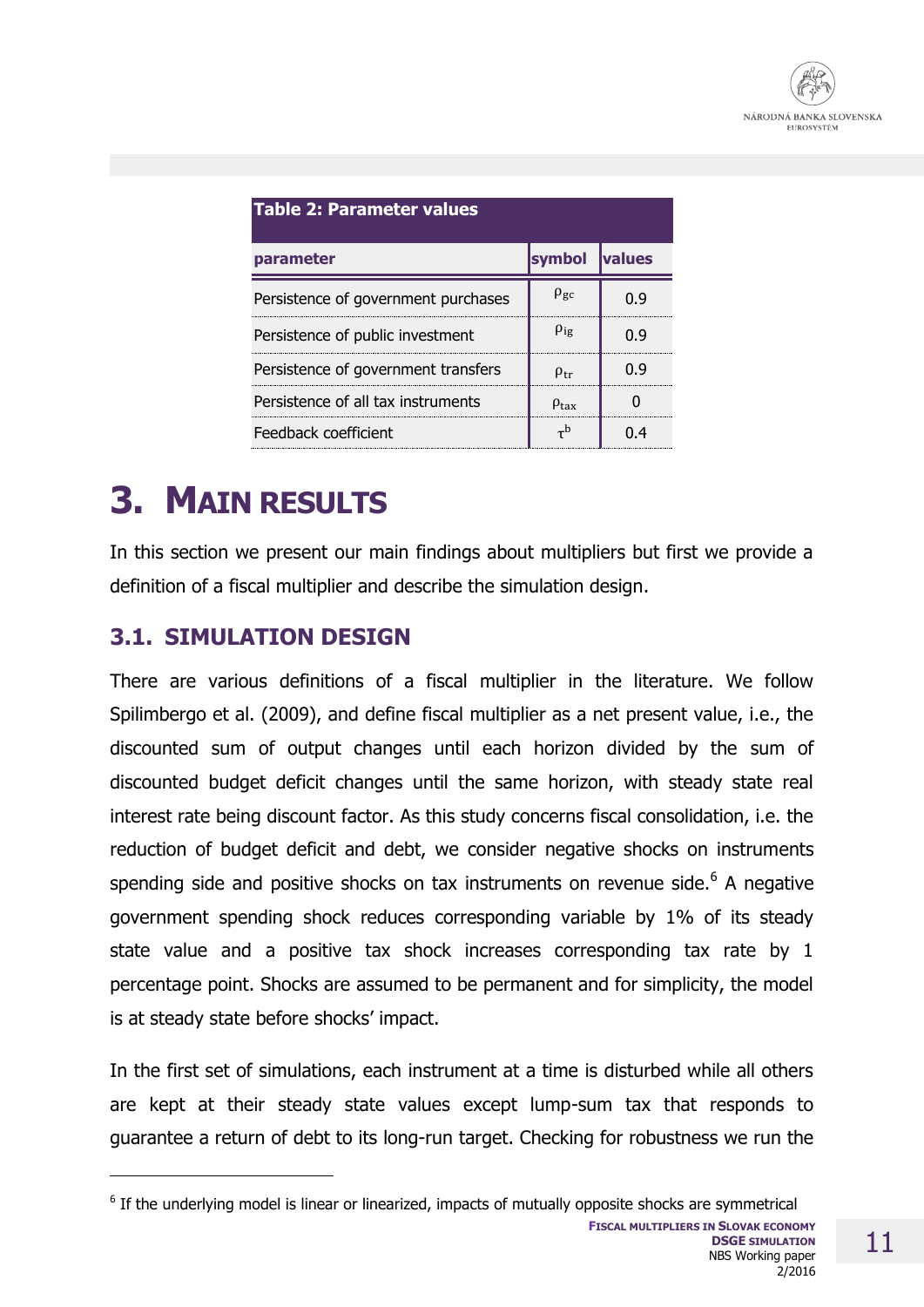**Table 2: Parameter values**

| parameter | symbol | values |
|---|---|---|
| Persistence of government purchases | $\rho_{gc}$ | 0.9 |
| Persistence of public investment | $\rho_{ig}$ | 0.9 |
| Persistence of government transfers | $\rho_{tr}$ | 0.9 |
| Persistence of all tax instruments | $\rho_{tax}$ | 0 |
| Feedback coefficient | $\tau^b$ | 0.4 |

# 3. MAIN RESULTS

In this section we present our main findings about multipliers but first we provide a definition of a fiscal multiplier and describe the simulation design.

## 3.1. SIMULATION DESIGN

There are various definitions of a fiscal multiplier in the literature. We follow Spilimbergo et al. (2009), and define fiscal multiplier as a net present value, i.e., the discounted sum of output changes until each horizon divided by the sum of discounted budget deficit changes until the same horizon, with steady state real interest rate being discount factor. As this study concerns fiscal consolidation, i.e. the reduction of budget deficit and debt, we consider negative shocks on instruments spending side and positive shocks on tax instruments on revenue side.[6] A negative government spending shock reduces corresponding variable by 1% of its steady state value and a positive tax shock increases corresponding tax rate by 1 percentage point. Shocks are assumed to be permanent and for simplicity, the model is at steady state before shocks' impact.

In the first set of simulations, each instrument at a time is disturbed while all others are kept at their steady state values except lump-sum tax that responds to guarantee a return of debt to its long-run target. Checking for robustness we run the

[6] If the underlying model is linear or linearized, impacts of mutually opposite shocks are symmetrical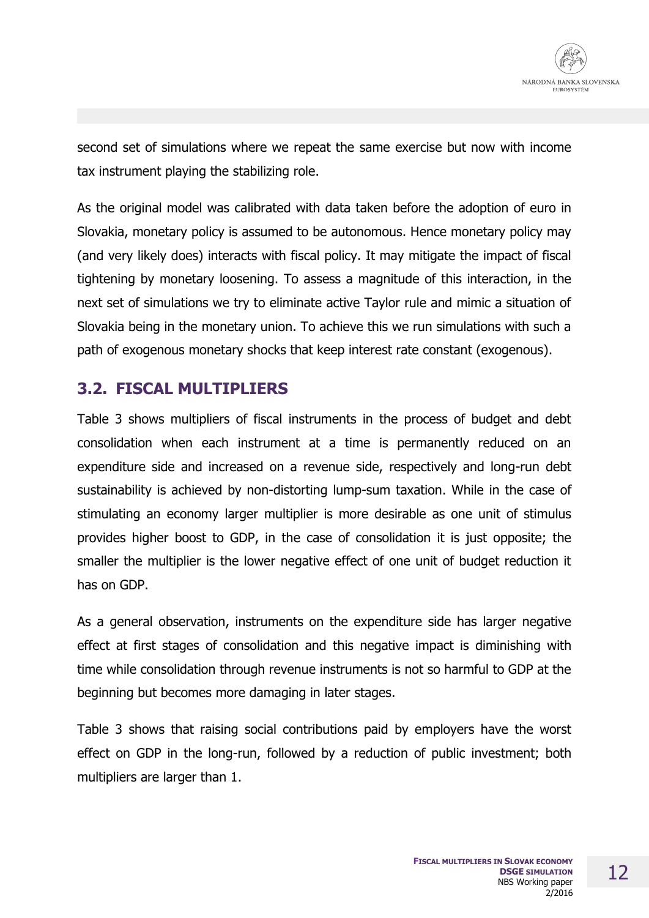second set of simulations where we repeat the same exercise but now with income tax instrument playing the stabilizing role.

As the original model was calibrated with data taken before the adoption of euro in Slovakia, monetary policy is assumed to be autonomous. Hence monetary policy may (and very likely does) interacts with fiscal policy. It may mitigate the impact of fiscal tightening by monetary loosening. To assess a magnitude of this interaction, in the next set of simulations we try to eliminate active Taylor rule and mimic a situation of Slovakia being in the monetary union. To achieve this we run simulations with such a path of exogenous monetary shocks that keep interest rate constant (exogenous).

## 3.2. FISCAL MULTIPLIERS

Table 3 shows multipliers of fiscal instruments in the process of budget and debt consolidation when each instrument at a time is permanently reduced on an expenditure side and increased on a revenue side, respectively and long-run debt sustainability is achieved by non-distorting lump-sum taxation. While in the case of stimulating an economy larger multiplier is more desirable as one unit of stimulus provides higher boost to GDP, in the case of consolidation it is just opposite; the smaller the multiplier is the lower negative effect of one unit of budget reduction it has on GDP.

As a general observation, instruments on the expenditure side has larger negative effect at first stages of consolidation and this negative impact is diminishing with time while consolidation through revenue instruments is not so harmful to GDP at the beginning but becomes more damaging in later stages.

Table 3 shows that raising social contributions paid by employers have the worst effect on GDP in the long-run, followed by a reduction of public investment; both multipliers are larger than 1.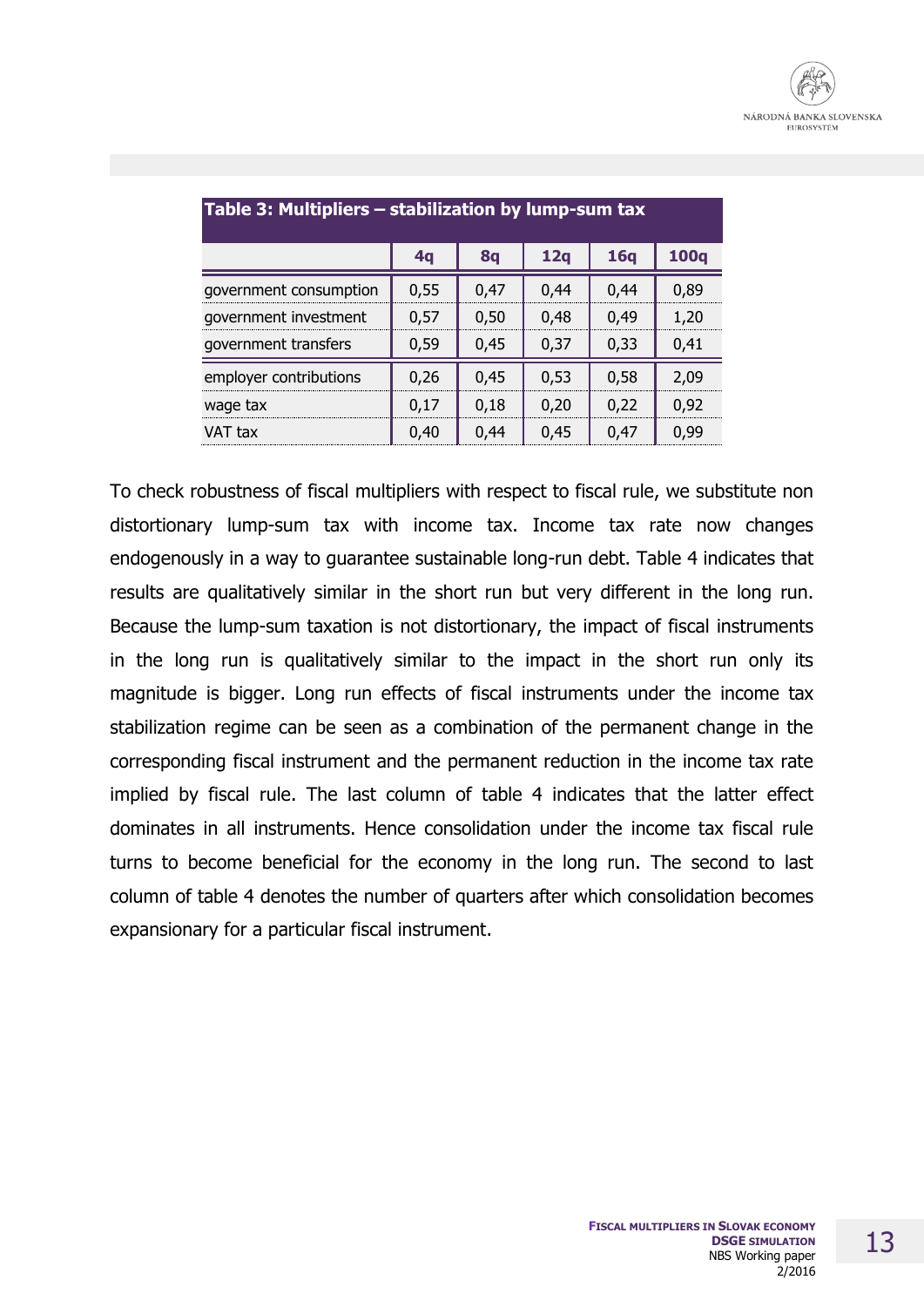**Table 3: Multipliers – stabilization by lump-sum tax**

| | 4q | 8q | 12q | 16q | 100q |
|---|---|---|---|---|---|
| government consumption | 0,55 | 0,47 | 0,44 | 0,44 | 0,89 |
| government investment | 0,57 | 0,50 | 0,48 | 0,49 | 1,20 |
| government transfers | 0,59 | 0,45 | 0,37 | 0,33 | 0,41 |
| employer contributions | 0,26 | 0,45 | 0,53 | 0,58 | 2,09 |
| wage tax | 0,17 | 0,18 | 0,20 | 0,22 | 0,92 |
| VAT tax | 0,40 | 0,44 | 0,45 | 0,47 | 0,99 |

To check robustness of fiscal multipliers with respect to fiscal rule, we substitute non distortionary lump-sum tax with income tax. Income tax rate now changes endogenously in a way to guarantee sustainable long-run debt. Table 4 indicates that results are qualitatively similar in the short run but very different in the long run. Because the lump-sum taxation is not distortionary, the impact of fiscal instruments in the long run is qualitatively similar to the impact in the short run only its magnitude is bigger. Long run effects of fiscal instruments under the income tax stabilization regime can be seen as a combination of the permanent change in the corresponding fiscal instrument and the permanent reduction in the income tax rate implied by fiscal rule. The last column of table 4 indicates that the latter effect dominates in all instruments. Hence consolidation under the income tax fiscal rule turns to become beneficial for the economy in the long run. The second to last column of table 4 denotes the number of quarters after which consolidation becomes expansionary for a particular fiscal instrument.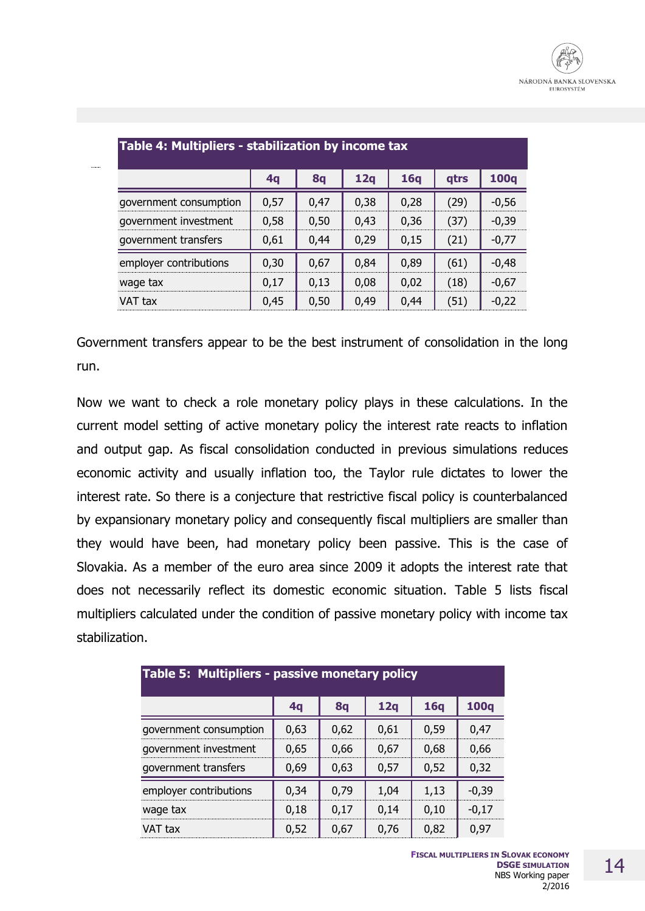**Table 4: Multipliers - stabilization by income tax**

| | 4q | 8q | 12q | 16q | qtrs | 100q |
|---|---|---|---|---|---|---|
| government consumption | 0,57 | 0,47 | 0,38 | 0,28 | (29) | -0,56 |
| government investment | 0,58 | 0,50 | 0,43 | 0,36 | (37) | -0,39 |
| government transfers | 0,61 | 0,44 | 0,29 | 0,15 | (21) | -0,77 |
| employer contributions | 0,30 | 0,67 | 0,84 | 0,89 | (61) | -0,48 |
| wage tax | 0,17 | 0,13 | 0,08 | 0,02 | (18) | -0,67 |
| VAT tax | 0,45 | 0,50 | 0,49 | 0,44 | (51) | -0,22 |

Government transfers appear to be the best instrument of consolidation in the long run.

Now we want to check a role monetary policy plays in these calculations. In the current model setting of active monetary policy the interest rate reacts to inflation and output gap. As fiscal consolidation conducted in previous simulations reduces economic activity and usually inflation too, the Taylor rule dictates to lower the interest rate. So there is a conjecture that restrictive fiscal policy is counterbalanced by expansionary monetary policy and consequently fiscal multipliers are smaller than they would have been, had monetary policy been passive. This is the case of Slovakia. As a member of the euro area since 2009 it adopts the interest rate that does not necessarily reflect its domestic economic situation. Table 5 lists fiscal multipliers calculated under the condition of passive monetary policy with income tax stabilization.

**Table 5: Multipliers - passive monetary policy**

| | 4q | 8q | 12q | 16q | 100q |
|---|---|---|---|---|---|
| government consumption | 0,63 | 0,62 | 0,61 | 0,59 | 0,47 |
| government investment | 0,65 | 0,66 | 0,67 | 0,68 | 0,66 |
| government transfers | 0,69 | 0,63 | 0,57 | 0,52 | 0,32 |
| employer contributions | 0,34 | 0,79 | 1,04 | 1,13 | -0,39 |
| wage tax | 0,18 | 0,17 | 0,14 | 0,10 | -0,17 |
| VAT tax | 0,52 | 0,67 | 0,76 | 0,82 | 0,97 |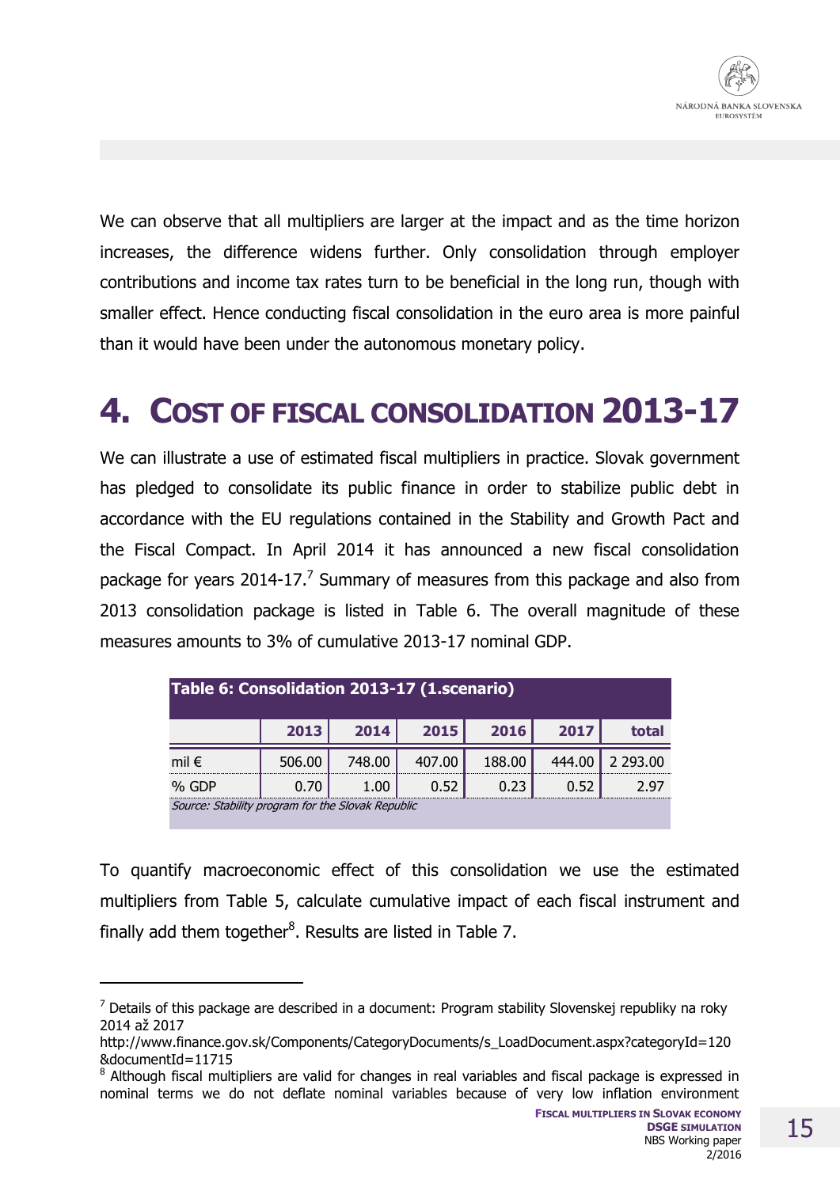We can observe that all multipliers are larger at the impact and as the time horizon increases, the difference widens further. Only consolidation through employer contributions and income tax rates turn to be beneficial in the long run, though with smaller effect. Hence conducting fiscal consolidation in the euro area is more painful than it would have been under the autonomous monetary policy.

# 4. COST OF FISCAL CONSOLIDATION 2013-17

We can illustrate a use of estimated fiscal multipliers in practice. Slovak government has pledged to consolidate its public finance in order to stabilize public debt in accordance with the EU regulations contained in the Stability and Growth Pact and the Fiscal Compact. In April 2014 it has announced a new fiscal consolidation package for years 2014-17.[7] Summary of measures from this package and also from 2013 consolidation package is listed in Table 6. The overall magnitude of these measures amounts to 3% of cumulative 2013-17 nominal GDP.

**Table 6: Consolidation 2013-17 (1.scenario)**

| | 2013 | 2014 | 2015 | 2016 | 2017 | total |
|---|---|---|---|---|---|---|
| mil € | 506.00 | 748.00 | 407.00 | 188.00 | 444.00 | 2 293.00 |
| % GDP | 0.70 | 1.00 | 0.52 | 0.23 | 0.52 | 2.97 |

*Source: Stability program for the Slovak Republic*

To quantify macroeconomic effect of this consolidation we use the estimated multipliers from Table 5, calculate cumulative impact of each fiscal instrument and finally add them together[8]. Results are listed in Table 7.

---

[7] Details of this package are described in a document: Program stability Slovenskej republiky na roky 2014 až 2017
http://www.finance.gov.sk/Components/CategoryDocuments/s_LoadDocument.aspx?categoryId=120&documentId=11715

[8] Although fiscal multipliers are valid for changes in real variables and fiscal package is expressed in nominal terms we do not deflate nominal variables because of very low inflation environment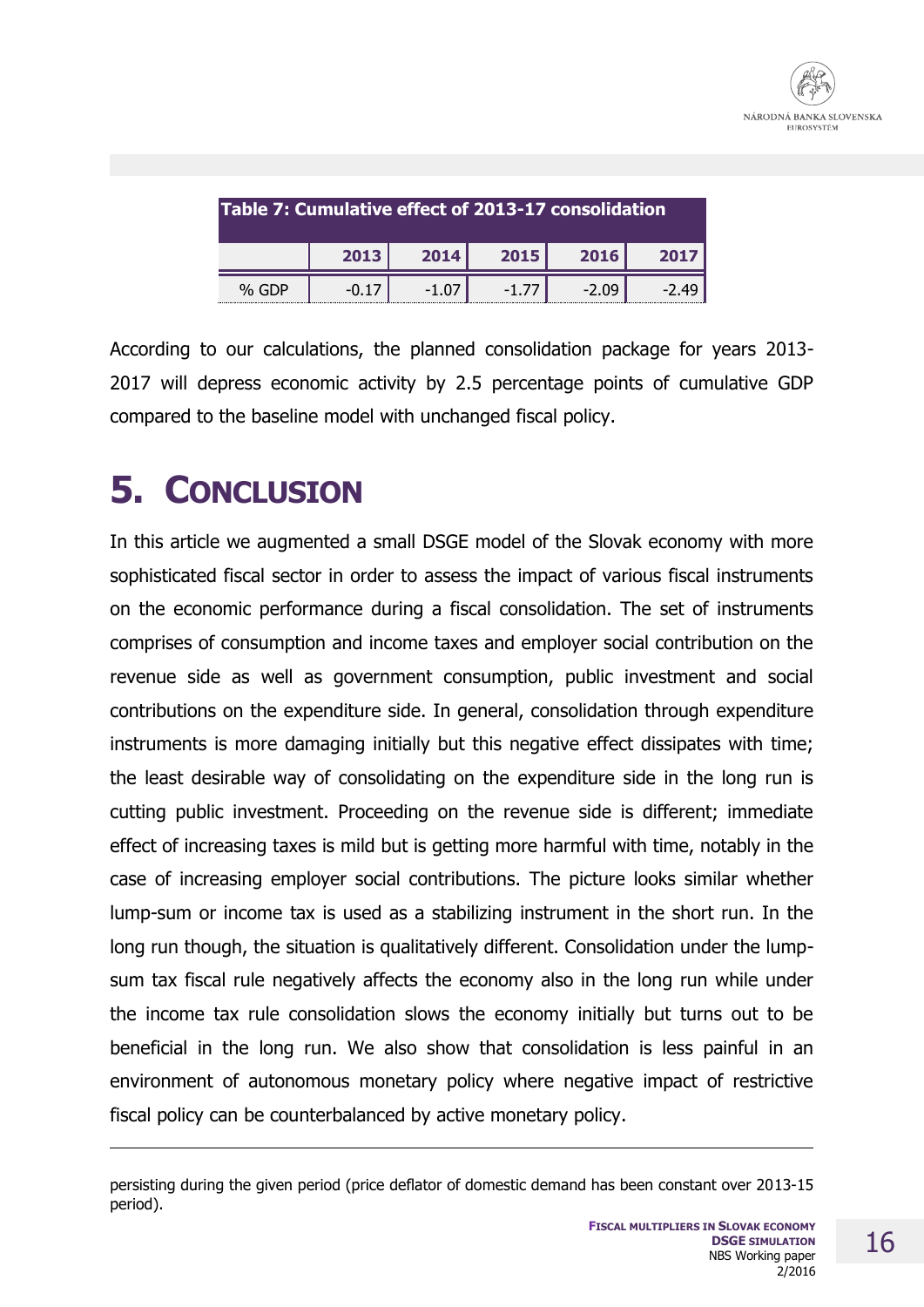**Table 7: Cumulative effect of 2013-17 consolidation**

| | 2013 | 2014 | 2015 | 2016 | 2017 |
|---|---|---|---|---|---|
| % GDP | -0.17 | -1.07 | -1.77 | -2.09 | -2.49 |

According to our calculations, the planned consolidation package for years 2013-2017 will depress economic activity by 2.5 percentage points of cumulative GDP compared to the baseline model with unchanged fiscal policy.

# 5. CONCLUSION

In this article we augmented a small DSGE model of the Slovak economy with more sophisticated fiscal sector in order to assess the impact of various fiscal instruments on the economic performance during a fiscal consolidation. The set of instruments comprises of consumption and income taxes and employer social contribution on the revenue side as well as government consumption, public investment and social contributions on the expenditure side. In general, consolidation through expenditure instruments is more damaging initially but this negative effect dissipates with time; the least desirable way of consolidating on the expenditure side in the long run is cutting public investment. Proceeding on the revenue side is different; immediate effect of increasing taxes is mild but is getting more harmful with time, notably in the case of increasing employer social contributions. The picture looks similar whether lump-sum or income tax is used as a stabilizing instrument in the short run. In the long run though, the situation is qualitatively different. Consolidation under the lump-sum tax fiscal rule negatively affects the economy also in the long run while under the income tax rule consolidation slows the economy initially but turns out to be beneficial in the long run. We also show that consolidation is less painful in an environment of autonomous monetary policy where negative impact of restrictive fiscal policy can be counterbalanced by active monetary policy.

---

persisting during the given period (price deflator of domestic demand has been constant over 2013-15 period).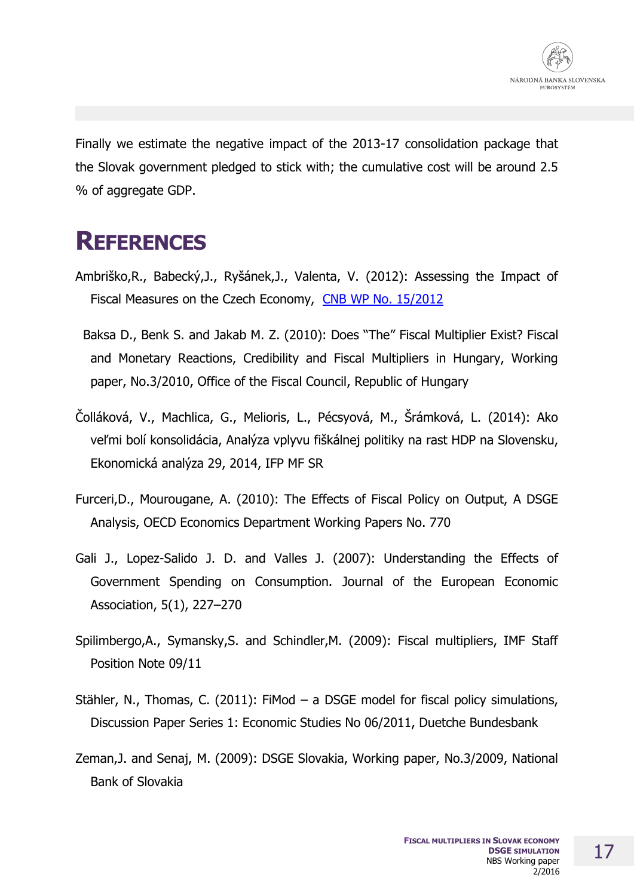Finally we estimate the negative impact of the 2013-17 consolidation package that the Slovak government pledged to stick with; the cumulative cost will be around 2.5 % of aggregate GDP.

# References

Ambriško,R., Babecký,J., Ryšánek,J., Valenta, V. (2012): Assessing the Impact of Fiscal Measures on the Czech Economy, CNB WP No. 15/2012

Baksa D., Benk S. and Jakab M. Z. (2010): Does "The" Fiscal Multiplier Exist? Fiscal and Monetary Reactions, Credibility and Fiscal Multipliers in Hungary, Working paper, No.3/2010, Office of the Fiscal Council, Republic of Hungary

Čolláková, V., Machlica, G., Melioris, L., Pécsyová, M., Šrámková, L. (2014): Ako veľmi bolí konsolidácia, Analýza vplyvu fiškálnej politiky na rast HDP na Slovensku, Ekonomická analýza 29, 2014, IFP MF SR

Furceri,D., Mourougane, A. (2010): The Effects of Fiscal Policy on Output, A DSGE Analysis, OECD Economics Department Working Papers No. 770

Gali J., Lopez-Salido J. D. and Valles J. (2007): Understanding the Effects of Government Spending on Consumption. Journal of the European Economic Association, 5(1), 227–270

Spilimbergo,A., Symansky,S. and Schindler,M. (2009): Fiscal multipliers, IMF Staff Position Note 09/11

Stähler, N., Thomas, C. (2011): FiMod – a DSGE model for fiscal policy simulations, Discussion Paper Series 1: Economic Studies No 06/2011, Duetche Bundesbank

Zeman,J. and Senaj, M. (2009): DSGE Slovakia, Working paper, No.3/2009, National Bank of Slovakia